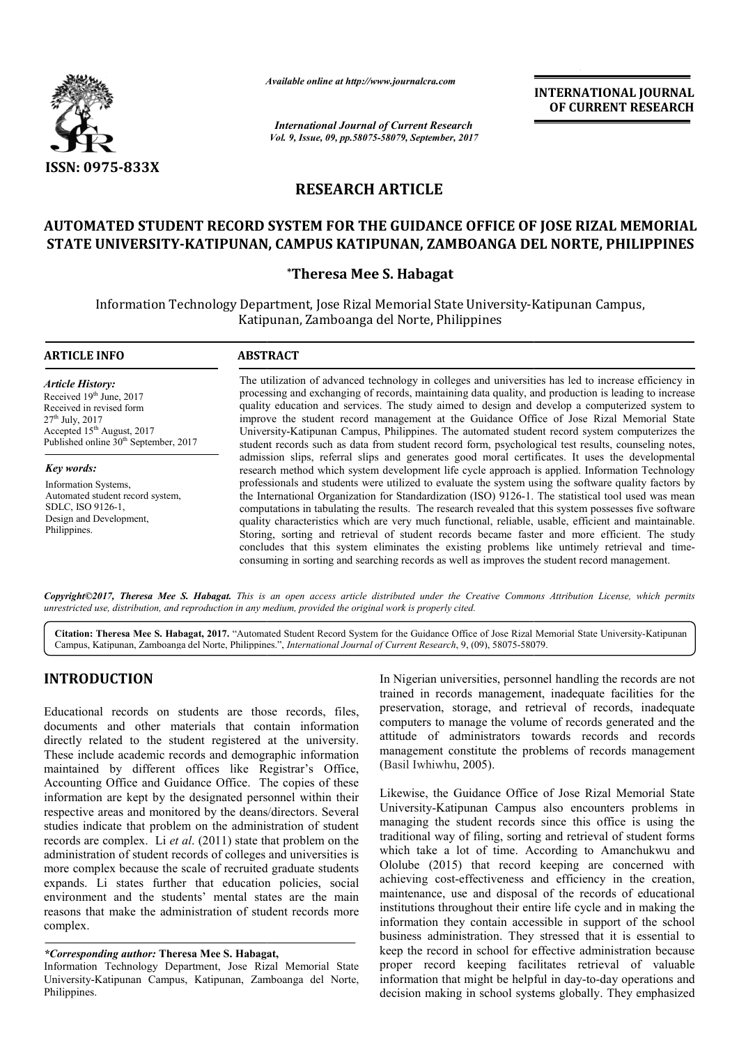*Available online at http://www.journalcra.com*

*International Journal of Current Research*
*Vol. 9, Issue, 09, pp.58075-58079, September, 2017*

**INTERNATIONAL JOURNAL OF CURRENT RESEARCH**

ISSN: 0975-833X

## RESEARCH ARTICLE

# AUTOMATED STUDENT RECORD SYSTEM FOR THE GUIDANCE OFFICE OF JOSE RIZAL MEMORIAL STATE UNIVERSITY-KATIPUNAN, CAMPUS KATIPUNAN, ZAMBOANGA DEL NORTE, PHILIPPINES

**\*Theresa Mee S. Habagat**

Information Technology Department, Jose Rizal Memorial State University-Katipunan Campus, Katipunan, Zamboanga del Norte, Philippines

**ARTICLE INFO**

*Article History:*
Received 19th June, 2017
Received in revised form 27th July, 2017
Accepted 15th August, 2017
Published online 30th September, 2017

*Key words:*
Information Systems,
Automated student record system,
SDLC, ISO 9126-1,
Design and Development,
Philippines.

**ABSTRACT**

The utilization of advanced technology in colleges and universities has led to increase efficiency in processing and exchanging of records, maintaining data quality, and production is leading to increase quality education and services. The study aimed to design and develop a computerized system to improve the student record management at the Guidance Office of Jose Rizal Memorial State University-Katipunan Campus, Philippines. The automated student record system computerizes the student records such as data from student record form, psychological test results, counseling notes, admission slips, referral slips and generates good moral certificates. It uses the developmental research method which system development life cycle approach is applied. Information Technology professionals and students were utilized to evaluate the system using the software quality factors by the International Organization for Standardization (ISO) 9126-1. The statistical tool used was mean computations in tabulating the results. The research revealed that this system possesses five software quality characteristics which are very much functional, reliable, usable, efficient and maintainable. Storing, sorting and retrieval of student records became faster and more efficient. The study concludes that this system eliminates the existing problems like untimely retrieval and time-consuming in sorting and searching records as well as improves the student record management.

***Copyright©2017, Theresa Mee S. Habagat.*** *This is an open access article distributed under the Creative Commons Attribution License, which permits unrestricted use, distribution, and reproduction in any medium, provided the original work is properly cited.*

**Citation: Theresa Mee S. Habagat, 2017.** "Automated Student Record System for the Guidance Office of Jose Rizal Memorial State University-Katipunan Campus, Katipunan, Zamboanga del Norte, Philippines.", *International Journal of Current Research*, 9, (09), 58075-58079.

## INTRODUCTION

Educational records on students are those records, files, documents and other materials that contain information directly related to the student registered at the university. These include academic records and demographic information maintained by different offices like Registrar's Office, Accounting Office and Guidance Office. The copies of these information are kept by the designated personnel within their respective areas and monitored by the deans/directors. Several studies indicate that problem on the administration of student records are complex. Li *et al*. (2011) state that problem on the administration of student records of colleges and universities is more complex because the scale of recruited graduate students expands. Li states further that education policies, social environment and the students' mental states are the main reasons that make the administration of student records more complex.

In Nigerian universities, personnel handling the records are not trained in records management, inadequate facilities for the preservation, storage, and retrieval of records, inadequate computers to manage the volume of records generated and the attitude of administrators towards records and records management constitute the problems of records management (Basil Iwhiwhu, 2005).

Likewise, the Guidance Office of Jose Rizal Memorial State University-Katipunan Campus also encounters problems in managing the student records since this office is using the traditional way of filing, sorting and retrieval of student forms which take a lot of time. According to Amanchukwu and Ololube (2015) that record keeping are concerned with achieving cost-effectiveness and efficiency in the creation, maintenance, use and disposal of the records of educational institutions throughout their entire life cycle and in making the information they contain accessible in support of the school business administration. They stressed that it is essential to keep the record in school for effective administration because proper record keeping facilitates retrieval of valuable information that might be helpful in day-to-day operations and decision making in school systems globally. They emphasized

*\*Corresponding author:* **Theresa Mee S. Habagat,**
Information Technology Department, Jose Rizal Memorial State University-Katipunan Campus, Katipunan, Zamboanga del Norte, Philippines.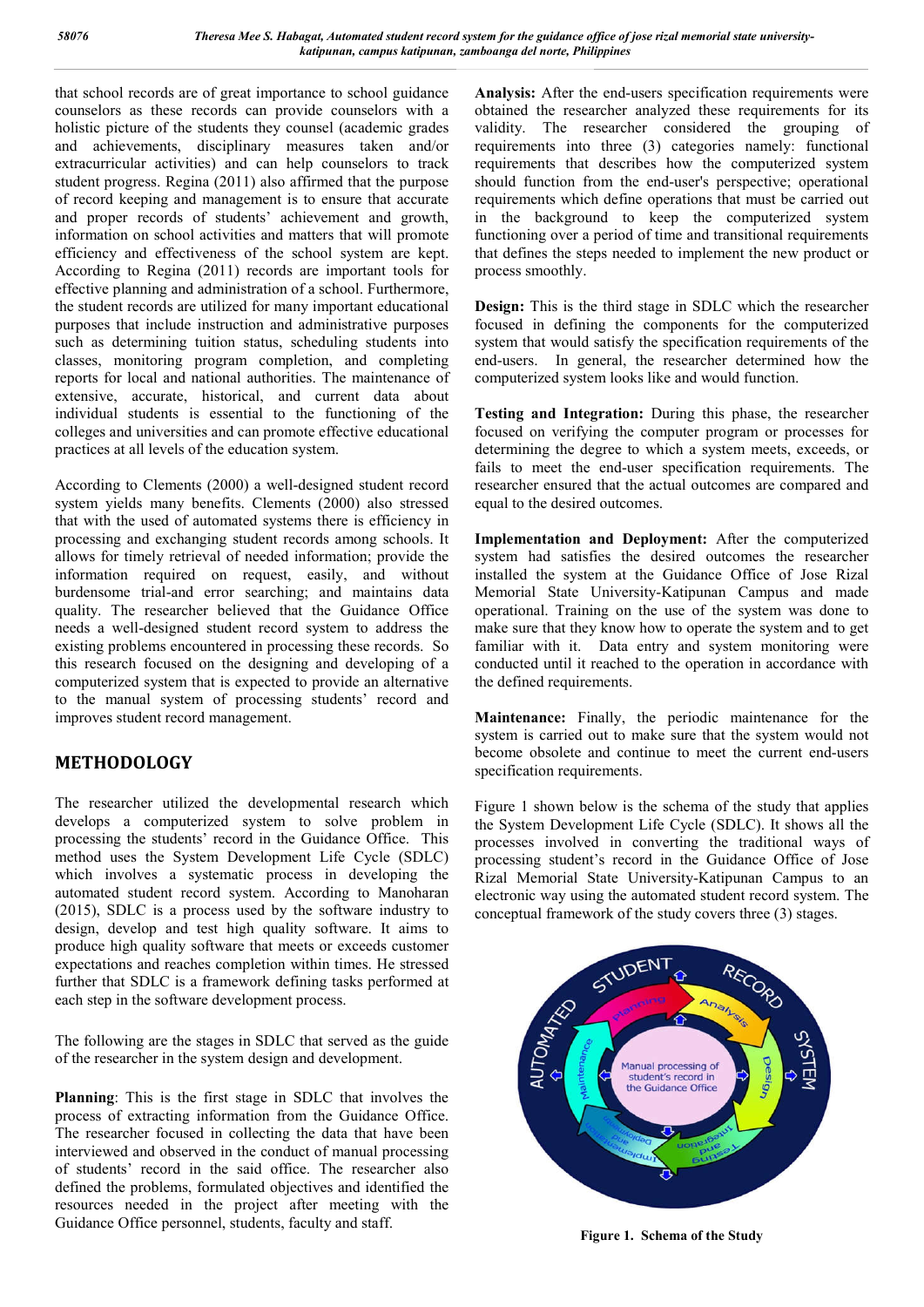that school records are of great importance to school guidance counselors as these records can provide counselors with a holistic picture of the students they counsel (academic grades and achievements, disciplinary measures taken and/or extracurricular activities) and can help counselors to track student progress. Regina (2011) also affirmed that the purpose of record keeping and management is to ensure that accurate and proper records of students' achievement and growth, information on school activities and matters that will promote efficiency and effectiveness of the school system are kept. According to Regina (2011) records are important tools for effective planning and administration of a school. Furthermore, the student records are utilized for many important educational purposes that include instruction and administrative purposes such as determining tuition status, scheduling students into classes, monitoring program completion, and completing reports for local and national authorities. The maintenance of extensive, accurate, historical, and current data about individual students is essential to the functioning of the colleges and universities and can promote effective educational practices at all levels of the education system.

According to Clements (2000) a well-designed student record system yields many benefits. Clements (2000) also stressed that with the used of automated systems there is efficiency in processing and exchanging student records among schools. It allows for timely retrieval of needed information; provide the information required on request, easily, and without burdensome trial-and error searching; and maintains data quality. The researcher believed that the Guidance Office needs a well-designed student record system to address the existing problems encountered in processing these records. So this research focused on the designing and developing of a computerized system that is expected to provide an alternative to the manual system of processing students' record and improves student record management.

## METHODOLOGY

The researcher utilized the developmental research which develops a computerized system to solve problem in processing the students' record in the Guidance Office. This method uses the System Development Life Cycle (SDLC) which involves a systematic process in developing the automated student record system. According to Manoharan (2015), SDLC is a process used by the software industry to design, develop and test high quality software. It aims to produce high quality software that meets or exceeds customer expectations and reaches completion within times. He stressed further that SDLC is a framework defining tasks performed at each step in the software development process.

The following are the stages in SDLC that served as the guide of the researcher in the system design and development.

**Planning**: This is the first stage in SDLC that involves the process of extracting information from the Guidance Office. The researcher focused in collecting the data that have been interviewed and observed in the conduct of manual processing of students' record in the said office. The researcher also defined the problems, formulated objectives and identified the resources needed in the project after meeting with the Guidance Office personnel, students, faculty and staff.

**Analysis:** After the end-users specification requirements were obtained the researcher analyzed these requirements for its validity. The researcher considered the grouping of requirements into three (3) categories namely: functional requirements that describes how the computerized system should function from the end-user's perspective; operational requirements which define operations that must be carried out in the background to keep the computerized system functioning over a period of time and transitional requirements that defines the steps needed to implement the new product or process smoothly.

**Design:** This is the third stage in SDLC which the researcher focused in defining the components for the computerized system that would satisfy the specification requirements of the end-users. In general, the researcher determined how the computerized system looks like and would function.

**Testing and Integration:** During this phase, the researcher focused on verifying the computer program or processes for determining the degree to which a system meets, exceeds, or fails to meet the end-user specification requirements. The researcher ensured that the actual outcomes are compared and equal to the desired outcomes.

**Implementation and Deployment:** After the computerized system had satisfies the desired outcomes the researcher installed the system at the Guidance Office of Jose Rizal Memorial State University-Katipunan Campus and made operational. Training on the use of the system was done to make sure that they know how to operate the system and to get familiar with it. Data entry and system monitoring were conducted until it reached to the operation in accordance with the defined requirements.

**Maintenance:** Finally, the periodic maintenance for the system is carried out to make sure that the system would not become obsolete and continue to meet the current end-users specification requirements.

Figure 1 shown below is the schema of the study that applies the System Development Life Cycle (SDLC). It shows all the processes involved in converting the traditional ways of processing student's record in the Guidance Office of Jose Rizal Memorial State University-Katipunan Campus to an electronic way using the automated student record system. The conceptual framework of the study covers three (3) stages.

**Figure 1. Schema of the Study**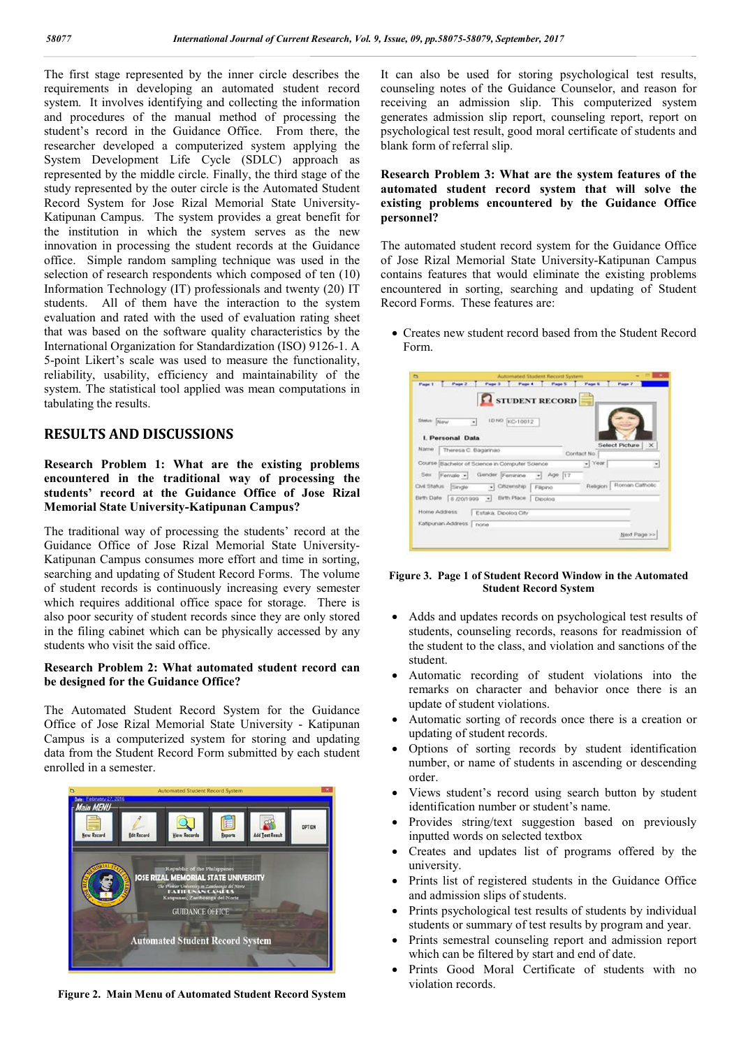The first stage represented by the inner circle describes the requirements in developing an automated student record system. It involves identifying and collecting the information and procedures of the manual method of processing the student's record in the Guidance Office. From there, the researcher developed a computerized system applying the System Development Life Cycle (SDLC) approach as represented by the middle circle. Finally, the third stage of the study represented by the outer circle is the Automated Student Record System for Jose Rizal Memorial State University-Katipunan Campus. The system provides a great benefit for the institution in which the system serves as the new innovation in processing the student records at the Guidance office. Simple random sampling technique was used in the selection of research respondents which composed of ten (10) Information Technology (IT) professionals and twenty (20) IT students. All of them have the interaction to the system evaluation and rated with the used of evaluation rating sheet that was based on the software quality characteristics by the International Organization for Standardization (ISO) 9126-1. A 5-point Likert's scale was used to measure the functionality, reliability, usability, efficiency and maintainability of the system. The statistical tool applied was mean computations in tabulating the results.

## RESULTS AND DISCUSSIONS

**Research Problem 1: What are the existing problems encountered in the traditional way of processing the students' record at the Guidance Office of Jose Rizal Memorial State University-Katipunan Campus?**

The traditional way of processing the students' record at the Guidance Office of Jose Rizal Memorial State University-Katipunan Campus consumes more effort and time in sorting, searching and updating of Student Record Forms. The volume of student records is continuously increasing every semester which requires additional office space for storage. There is also poor security of student records since they are only stored in the filing cabinet which can be physically accessed by any students who visit the said office.

**Research Problem 2: What automated student record can be designed for the Guidance Office?**

The Automated Student Record System for the Guidance Office of Jose Rizal Memorial State University - Katipunan Campus is a computerized system for storing and updating data from the Student Record Form submitted by each student enrolled in a semester.

**Figure 2. Main Menu of Automated Student Record System**

It can also be used for storing psychological test results, counseling notes of the Guidance Counselor, and reason for receiving an admission slip. This computerized system generates admission slip report, counseling report, report on psychological test result, good moral certificate of students and blank form of referral slip.

**Research Problem 3: What are the system features of the automated student record system that will solve the existing problems encountered by the Guidance Office personnel?**

The automated student record system for the Guidance Office of Jose Rizal Memorial State University-Katipunan Campus contains features that would eliminate the existing problems encountered in sorting, searching and updating of Student Record Forms. These features are:

- Creates new student record based from the Student Record Form.

**Figure 3. Page 1 of Student Record Window in the Automated Student Record System**

- Adds and updates records on psychological test results of students, counseling records, reasons for readmission of the student to the class, and violation and sanctions of the student.
- Automatic recording of student violations into the remarks on character and behavior once there is an update of student violations.
- Automatic sorting of records once there is a creation or updating of student records.
- Options of sorting records by student identification number, or name of students in ascending or descending order.
- Views student's record using search button by student identification number or student's name.
- Provides string/text suggestion based on previously inputted words on selected textbox
- Creates and updates list of programs offered by the university.
- Prints list of registered students in the Guidance Office and admission slips of students.
- Prints psychological test results of students by individual students or summary of test results by program and year.
- Prints semestral counseling report and admission report which can be filtered by start and end of date.
- Prints Good Moral Certificate of students with no violation records.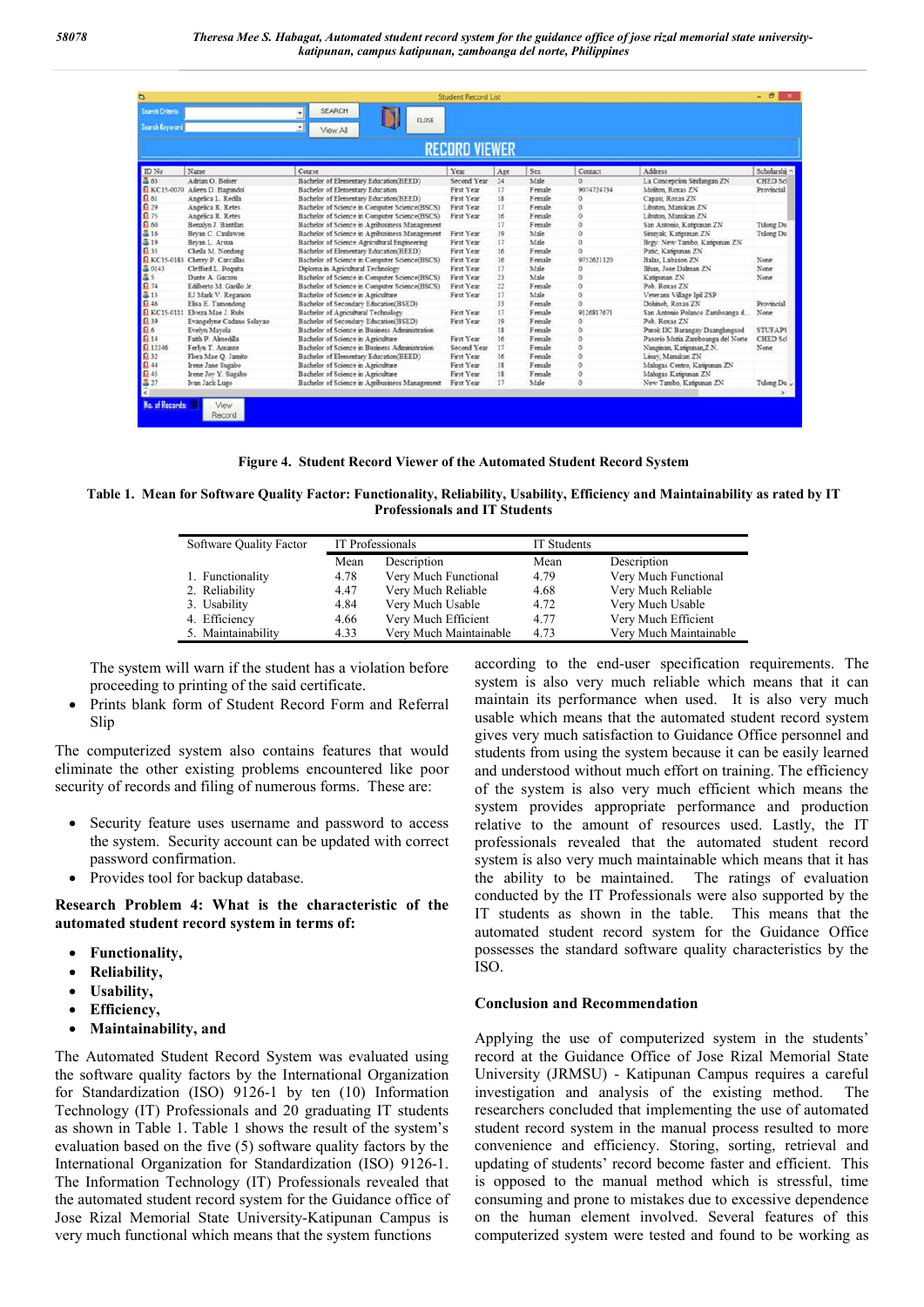**Figure 4. Student Record Viewer of the Automated Student Record System**

**Table 1. Mean for Software Quality Factor: Functionality, Reliability, Usability, Efficiency and Maintainability as rated by IT Professionals and IT Students**

| Software Quality Factor | IT Professionals | | IT Students | |
|---|---|---|---|---|
| | Mean | Description | Mean | Description |
| 1. Functionality | 4.78 | Very Much Functional | 4.79 | Very Much Functional |
| 2. Reliability | 4.47 | Very Much Reliable | 4.68 | Very Much Reliable |
| 3. Usability | 4.84 | Very Much Usable | 4.72 | Very Much Usable |
| 4. Efficiency | 4.66 | Very Much Efficient | 4.77 | Very Much Efficient |
| 5. Maintainability | 4.33 | Very Much Maintainable | 4.73 | Very Much Maintainable |

The system will warn if the student has a violation before proceeding to printing of the said certificate.

- Prints blank form of Student Record Form and Referral Slip

The computerized system also contains features that would eliminate the other existing problems encountered like poor security of records and filing of numerous forms. These are:

- Security feature uses username and password to access the system. Security account can be updated with correct password confirmation.
- Provides tool for backup database.

**Research Problem 4: What is the characteristic of the automated student record system in terms of:**

- **Functionality,**
- **Reliability,**
- **Usability,**
- **Efficiency,**
- **Maintainability, and**

The Automated Student Record System was evaluated using the software quality factors by the International Organization for Standardization (ISO) 9126-1 by ten (10) Information Technology (IT) Professionals and 20 graduating IT students as shown in Table 1. Table 1 shows the result of the system's evaluation based on the five (5) software quality factors by the International Organization for Standardization (ISO) 9126-1. The Information Technology (IT) Professionals revealed that the automated student record system for the Guidance office of Jose Rizal Memorial State University-Katipunan Campus is very much functional which means that the system functions according to the end-user specification requirements. The system is also very much reliable which means that it can maintain its performance when used. It is also very much usable which means that the automated student record system gives very much satisfaction to Guidance Office personnel and students from using the system because it can be easily learned and understood without much effort on training. The efficiency of the system is also very much efficient which means the system provides appropriate performance and production relative to the amount of resources used. Lastly, the IT professionals revealed that the automated student record system is also very much maintainable which means that it has the ability to be maintained. The ratings of evaluation conducted by the IT Professionals were also supported by the IT students as shown in the table. This means that the automated student record system for the Guidance Office possesses the standard software quality characteristics by the ISO.

## Conclusion and Recommendation

Applying the use of computerized system in the students' record at the Guidance Office of Jose Rizal Memorial State University (JRMSU) - Katipunan Campus requires a careful investigation and analysis of the existing method. The researchers concluded that implementing the use of automated student record system in the manual process resulted to more convenience and efficiency. Storing, sorting, retrieval and updating of students' record become faster and efficient. This is opposed to the manual method which is stressful, time consuming and prone to mistakes due to excessive dependence on the human element involved. Several features of this computerized system were tested and found to be working as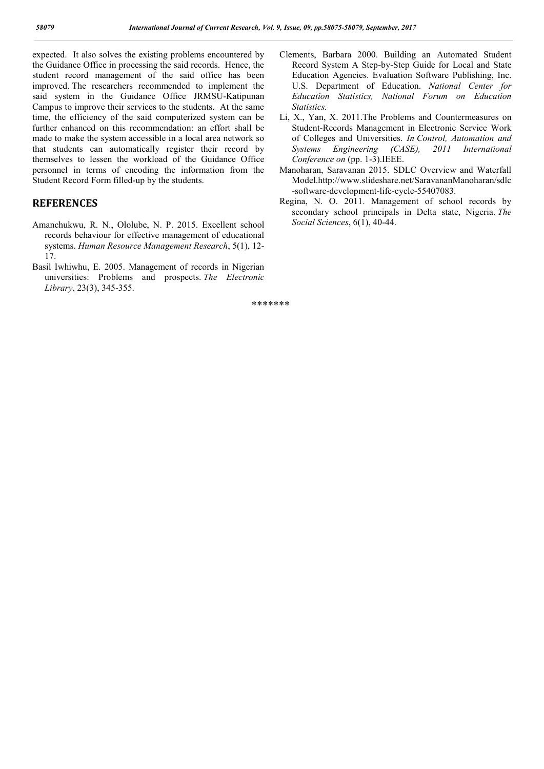expected. It also solves the existing problems encountered by the Guidance Office in processing the said records. Hence, the student record management of the said office has been improved. The researchers recommended to implement the said system in the Guidance Office JRMSU-Katipunan Campus to improve their services to the students. At the same time, the efficiency of the said computerized system can be further enhanced on this recommendation: an effort shall be made to make the system accessible in a local area network so that students can automatically register their record by themselves to lessen the workload of the Guidance Office personnel in terms of encoding the information from the Student Record Form filled-up by the students.

## REFERENCES

Amanchukwu, R. N., Ololube, N. P. 2015. Excellent school records behaviour for effective management of educational systems. *Human Resource Management Research*, 5(1), 12-17.

Basil Iwhiwhu, E. 2005. Management of records in Nigerian universities: Problems and prospects. *The Electronic Library*, 23(3), 345-355.

Clements, Barbara 2000. Building an Automated Student Record System A Step-by-Step Guide for Local and State Education Agencies. Evaluation Software Publishing, Inc. U.S. Department of Education. *National Center for Education Statistics, National Forum on Education Statistics.*

Li, X., Yan, X. 2011.The Problems and Countermeasures on Student-Records Management in Electronic Service Work of Colleges and Universities. *In Control, Automation and Systems Engineering (CASE), 2011 International Conference on* (pp. 1-3).IEEE.

Manoharan, Saravanan 2015. SDLC Overview and Waterfall Model.http://www.slideshare.net/SaravananManoharan/sdlc-software-development-life-cycle-55407083.

Regina, N. O. 2011. Management of school records by secondary school principals in Delta state, Nigeria. *The Social Sciences*, 6(1), 40-44.

*******